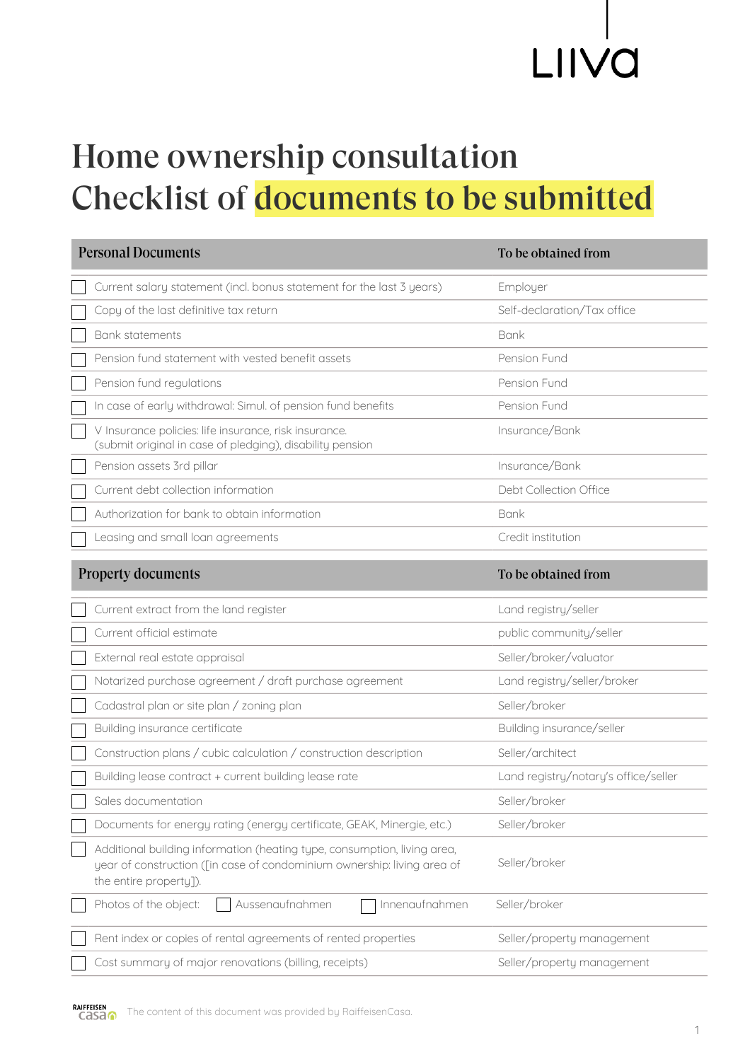LIIVA

# Home ownership consultation
# Checklist of documents to be submitted

| Personal Documents | To be obtained from |
|---|---|
| ☐ Current salary statement (incl. bonus statement for the last 3 years) | Employer |
| ☐ Copy of the last definitive tax return | Self-declaration/Tax office |
| ☐ Bank statements | Bank |
| ☐ Pension fund statement with vested benefit assets | Pension Fund |
| ☐ Pension fund regulations | Pension Fund |
| ☐ In case of early withdrawal: Simul. of pension fund benefits | Pension Fund |
| ☐ V Insurance policies: life insurance, risk insurance. (submit original in case of pledging), disability pension | Insurance/Bank |
| ☐ Pension assets 3rd pillar | Insurance/Bank |
| ☐ Current debt collection information | Debt Collection Office |
| ☐ Authorization for bank to obtain information | Bank |
| ☐ Leasing and small loan agreements | Credit institution |

| Property documents | To be obtained from |
|---|---|
| ☐ Current extract from the land register | Land registry/seller |
| ☐ Current official estimate | public community/seller |
| ☐ External real estate appraisal | Seller/broker/valuator |
| ☐ Notarized purchase agreement / draft purchase agreement | Land registry/seller/broker |
| ☐ Cadastral plan or site plan / zoning plan | Seller/broker |
| ☐ Building insurance certificate | Building insurance/seller |
| ☐ Construction plans / cubic calculation / construction description | Seller/architect |
| ☐ Building lease contract + current building lease rate | Land registry/notary's office/seller |
| ☐ Sales documentation | Seller/broker |
| ☐ Documents for energy rating (energy certificate, GEAK, Minergie, etc.) | Seller/broker |
| ☐ Additional building information (heating type, consumption, living area, year of construction ([in case of condominium ownership: living area of the entire property]). | Seller/broker |
| ☐ Photos of the object: ☐ Aussenaufnahmen ☐ Innenaufnahmen | Seller/broker |
| ☐ Rent index or copies of rental agreements of rented properties | Seller/property management |
| ☐ Cost summary of major renovations (billing, receipts) | Seller/property management |

RAIFFEISEN casa — The content of this document was provided by RaiffeisenCasa.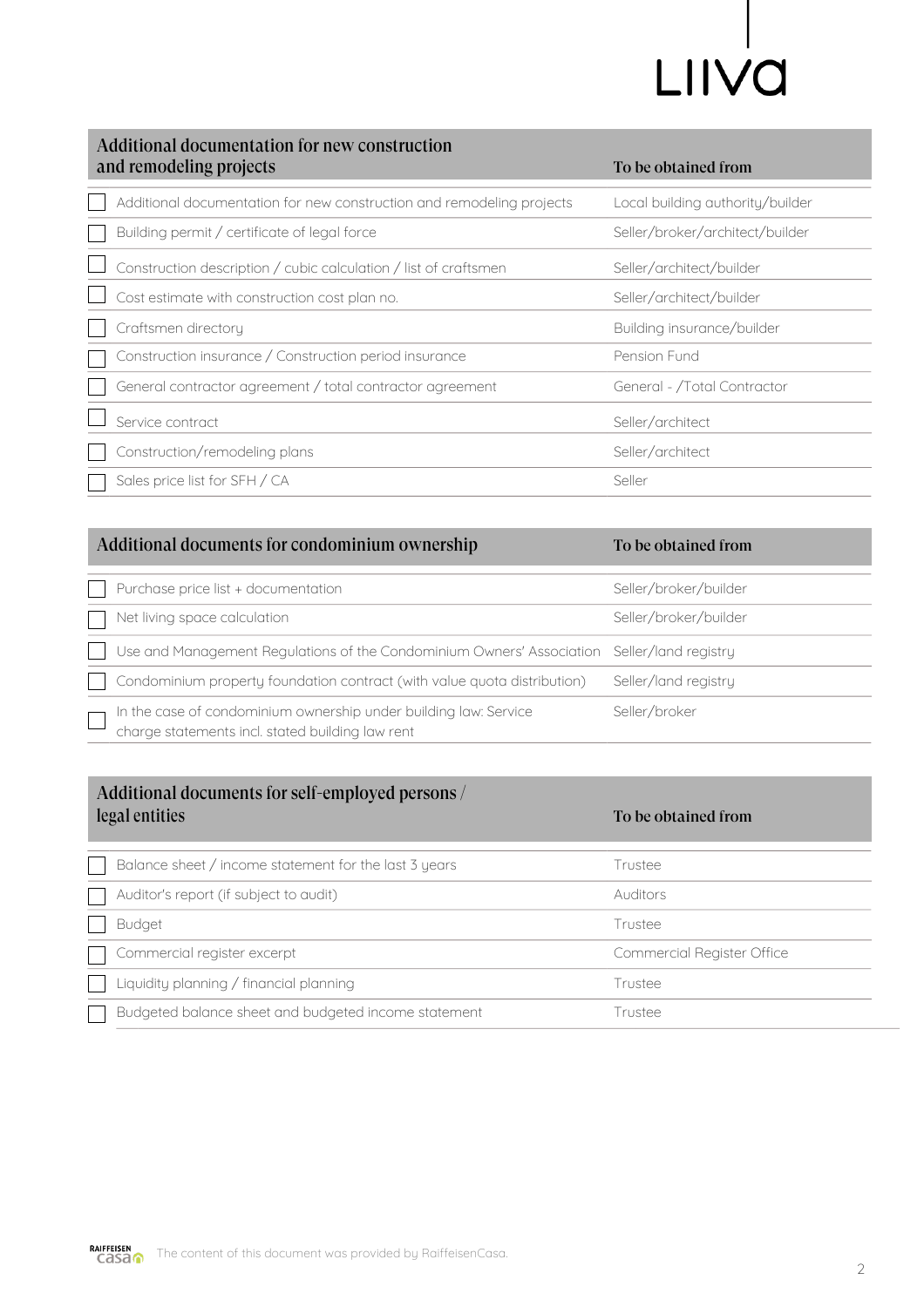| Additional documentation for new construction and remodeling projects | To be obtained from |
| --- | --- |
| ☐ Additional documentation for new construction and remodeling projects | Local building authority/builder |
| ☐ Building permit / certificate of legal force | Seller/broker/architect/builder |
| ☐ Construction description / cubic calculation / list of craftsmen | Seller/architect/builder |
| ☐ Cost estimate with construction cost plan no. | Seller/architect/builder |
| ☐ Craftsmen directory | Building insurance/builder |
| ☐ Construction insurance / Construction period insurance | Pension Fund |
| ☐ General contractor agreement / total contractor agreement | General - /Total Contractor |
| ☐ Service contract | Seller/architect |
| ☐ Construction/remodeling plans | Seller/architect |
| ☐ Sales price list for SFH / CA | Seller |

| Additional documents for condominium ownership | To be obtained from |
| --- | --- |
| ☐ Purchase price list + documentation | Seller/broker/builder |
| ☐ Net living space calculation | Seller/broker/builder |
| ☐ Use and Management Regulations of the Condominium Owners' Association | Seller/land registry |
| ☐ Condominium property foundation contract (with value quota distribution) | Seller/land registry |
| ☐ In the case of condominium ownership under building law: Service charge statements incl. stated building law rent | Seller/broker |

| Additional documents for self-employed persons / legal entities | To be obtained from |
| --- | --- |
| ☐ Balance sheet / income statement for the last 3 years | Trustee |
| ☐ Auditor's report (if subject to audit) | Auditors |
| ☐ Budget | Trustee |
| ☐ Commercial register excerpt | Commercial Register Office |
| ☐ Liquidity planning / financial planning | Trustee |
| ☐ Budgeted balance sheet and budgeted income statement | Trustee |

The content of this document was provided by RaiffeisenCasa.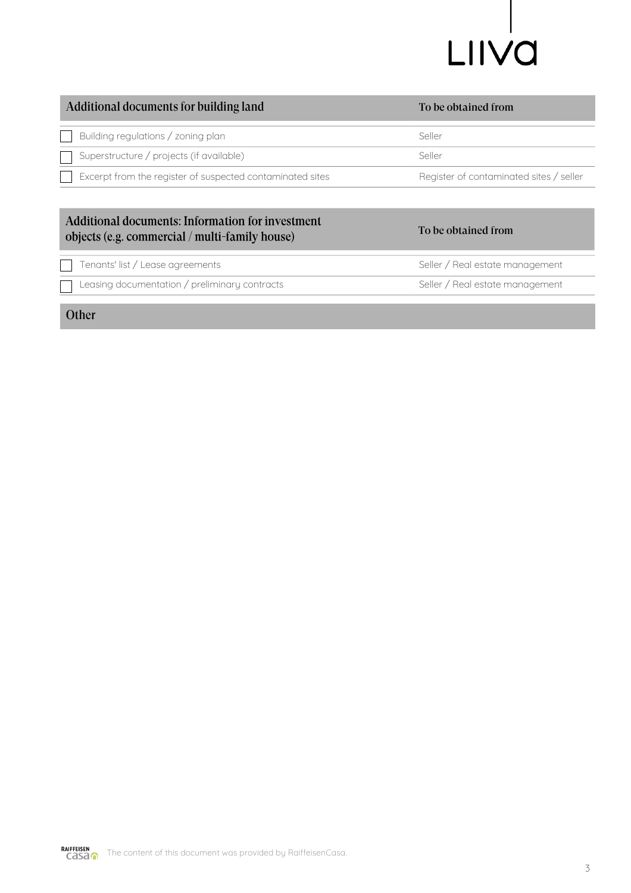| Additional documents for building land | To be obtained from |
|---|---|
| ☐ Building regulations / zoning plan | Seller |
| ☐ Superstructure / projects (if available) | Seller |
| ☐ Excerpt from the register of suspected contaminated sites | Register of contaminated sites / seller |

| Additional documents: Information for investment objects (e.g. commercial / multi-family house) | To be obtained from |
|---|---|
| ☐ Tenants' list / Lease agreements | Seller / Real estate management |
| ☐ Leasing documentation / preliminary contracts | Seller / Real estate management |

## Other

The content of this document was provided by RaiffeisenCasa.